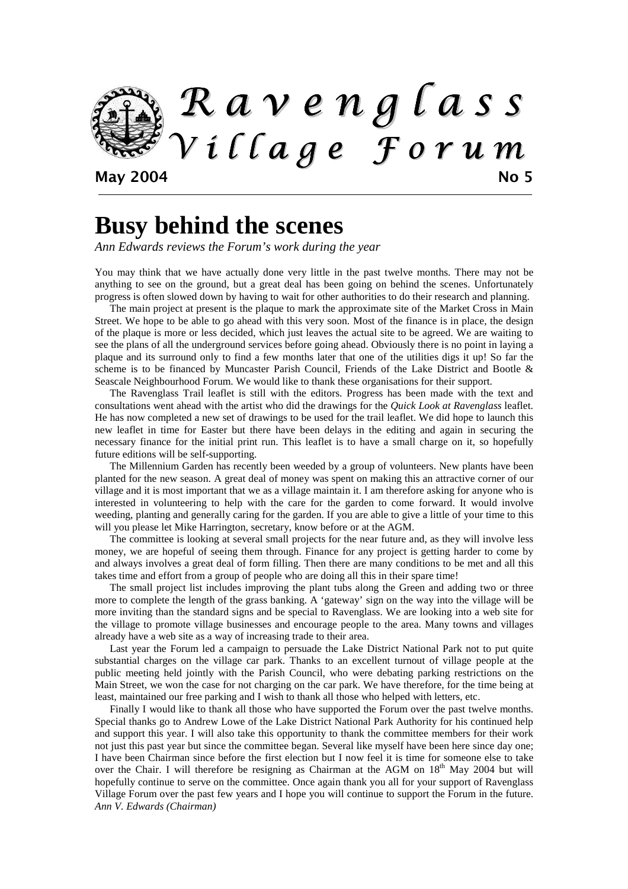# Ravenglass Village Forum

**May 2004** **No 5**

# Busy behind the scenes

*Ann Edwards reviews the Forum's work during the year*

You may think that we have actually done very little in the past twelve months. There may not be anything to see on the ground, but a great deal has been going on behind the scenes. Unfortunately progress is often slowed down by having to wait for other authorities to do their research and planning.

The main project at present is the plaque to mark the approximate site of the Market Cross in Main Street. We hope to be able to go ahead with this very soon. Most of the finance is in place, the design of the plaque is more or less decided, which just leaves the actual site to be agreed. We are waiting to see the plans of all the underground services before going ahead. Obviously there is no point in laying a plaque and its surround only to find a few months later that one of the utilities digs it up! So far the scheme is to be financed by Muncaster Parish Council, Friends of the Lake District and Bootle & Seascale Neighbourhood Forum. We would like to thank these organisations for their support.

The Ravenglass Trail leaflet is still with the editors. Progress has been made with the text and consultations went ahead with the artist who did the drawings for the *Quick Look at Ravenglass* leaflet. He has now completed a new set of drawings to be used for the trail leaflet. We did hope to launch this new leaflet in time for Easter but there have been delays in the editing and again in securing the necessary finance for the initial print run. This leaflet is to have a small charge on it, so hopefully future editions will be self-supporting.

The Millennium Garden has recently been weeded by a group of volunteers. New plants have been planted for the new season. A great deal of money was spent on making this an attractive corner of our village and it is most important that we as a village maintain it. I am therefore asking for anyone who is interested in volunteering to help with the care for the garden to come forward. It would involve weeding, planting and generally caring for the garden. If you are able to give a little of your time to this will you please let Mike Harrington, secretary, know before or at the AGM.

The committee is looking at several small projects for the near future and, as they will involve less money, we are hopeful of seeing them through. Finance for any project is getting harder to come by and always involves a great deal of form filling. Then there are many conditions to be met and all this takes time and effort from a group of people who are doing all this in their spare time!

The small project list includes improving the plant tubs along the Green and adding two or three more to complete the length of the grass banking. A 'gateway' sign on the way into the village will be more inviting than the standard signs and be special to Ravenglass. We are looking into a web site for the village to promote village businesses and encourage people to the area. Many towns and villages already have a web site as a way of increasing trade to their area.

Last year the Forum led a campaign to persuade the Lake District National Park not to put quite substantial charges on the village car park. Thanks to an excellent turnout of village people at the public meeting held jointly with the Parish Council, who were debating parking restrictions on the Main Street, we won the case for not charging on the car park. We have therefore, for the time being at least, maintained our free parking and I wish to thank all those who helped with letters, etc.

Finally I would like to thank all those who have supported the Forum over the past twelve months. Special thanks go to Andrew Lowe of the Lake District National Park Authority for his continued help and support this year. I will also take this opportunity to thank the committee members for their work not just this past year but since the committee began. Several like myself have been here since day one; I have been Chairman since before the first election but I now feel it is time for someone else to take over the Chair. I will therefore be resigning as Chairman at the AGM on 18th May 2004 but will hopefully continue to serve on the committee. Once again thank you all for your support of Ravenglass Village Forum over the past few years and I hope you will continue to support the Forum in the future.

*Ann V. Edwards (Chairman)*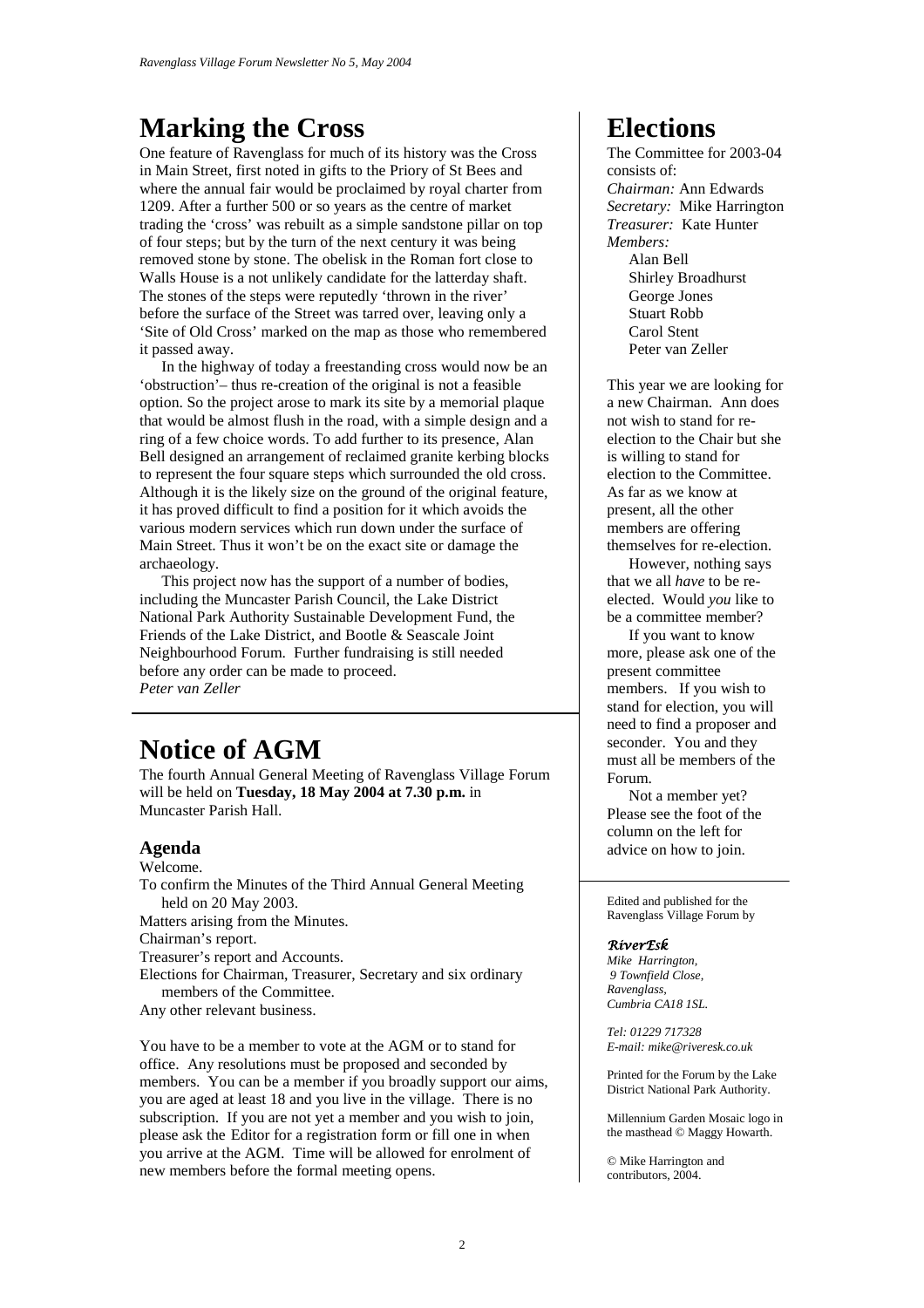# Marking the Cross

One feature of Ravenglass for much of its history was the Cross in Main Street, first noted in gifts to the Priory of St Bees and where the annual fair would be proclaimed by royal charter from 1209. After a further 500 or so years as the centre of market trading the 'cross' was rebuilt as a simple sandstone pillar on top of four steps; but by the turn of the next century it was being removed stone by stone. The obelisk in the Roman fort close to Walls House is a not unlikely candidate for the latterday shaft. The stones of the steps were reputedly 'thrown in the river' before the surface of the Street was tarred over, leaving only a 'Site of Old Cross' marked on the map as those who remembered it passed away.

In the highway of today a freestanding cross would now be an 'obstruction'– thus re-creation of the original is not a feasible option. So the project arose to mark its site by a memorial plaque that would be almost flush in the road, with a simple design and a ring of a few choice words. To add further to its presence, Alan Bell designed an arrangement of reclaimed granite kerbing blocks to represent the four square steps which surrounded the old cross. Although it is the likely size on the ground of the original feature, it has proved difficult to find a position for it which avoids the various modern services which run down under the surface of Main Street. Thus it won't be on the exact site or damage the archaeology.

This project now has the support of a number of bodies, including the Muncaster Parish Council, the Lake District National Park Authority Sustainable Development Fund, the Friends of the Lake District, and Bootle & Seascale Joint Neighbourhood Forum. Further fundraising is still needed before any order can be made to proceed.

*Peter van Zeller*

# Notice of AGM

The fourth Annual General Meeting of Ravenglass Village Forum will be held on **Tuesday, 18 May 2004 at 7.30 p.m.** in Muncaster Parish Hall.

## Agenda

Welcome.
To confirm the Minutes of the Third Annual General Meeting held on 20 May 2003.
Matters arising from the Minutes.
Chairman's report.
Treasurer's report and Accounts.
Elections for Chairman, Treasurer, Secretary and six ordinary members of the Committee.
Any other relevant business.

You have to be a member to vote at the AGM or to stand for office. Any resolutions must be proposed and seconded by members. You can be a member if you broadly support our aims, you are aged at least 18 and you live in the village. There is no subscription. If you are not yet a member and you wish to join, please ask the Editor for a registration form or fill one in when you arrive at the AGM. Time will be allowed for enrolment of new members before the formal meeting opens.

# Elections

The Committee for 2003-04 consists of:

*Chairman:* Ann Edwards
*Secretary:* Mike Harrington
*Treasurer:* Kate Hunter
*Members:*
Alan Bell
Shirley Broadhurst
George Jones
Stuart Robb
Carol Stent
Peter van Zeller

This year we are looking for a new Chairman. Ann does not wish to stand for re-election to the Chair but she is willing to stand for election to the Committee. As far as we know at present, all the other members are offering themselves for re-election.

However, nothing says that we all *have* to be re-elected. Would *you* like to be a committee member?

If you want to know more, please ask one of the present committee members. If you wish to stand for election, you will need to find a proposer and seconder. You and they must all be members of the Forum.

Not a member yet? Please see the foot of the column on the left for advice on how to join.

---

Edited and published for the Ravenglass Village Forum by

*RiverEsk*
*Mike Harrington,*
*9 Townfield Close,*
*Ravenglass,*
*Cumbria CA18 1SL.*

*Tel: 01229 717328*
*E-mail: mike@riveresk.co.uk*

Printed for the Forum by the Lake District National Park Authority.

Millennium Garden Mosaic logo in the masthead © Maggy Howarth.

© Mike Harrington and contributors, 2004.